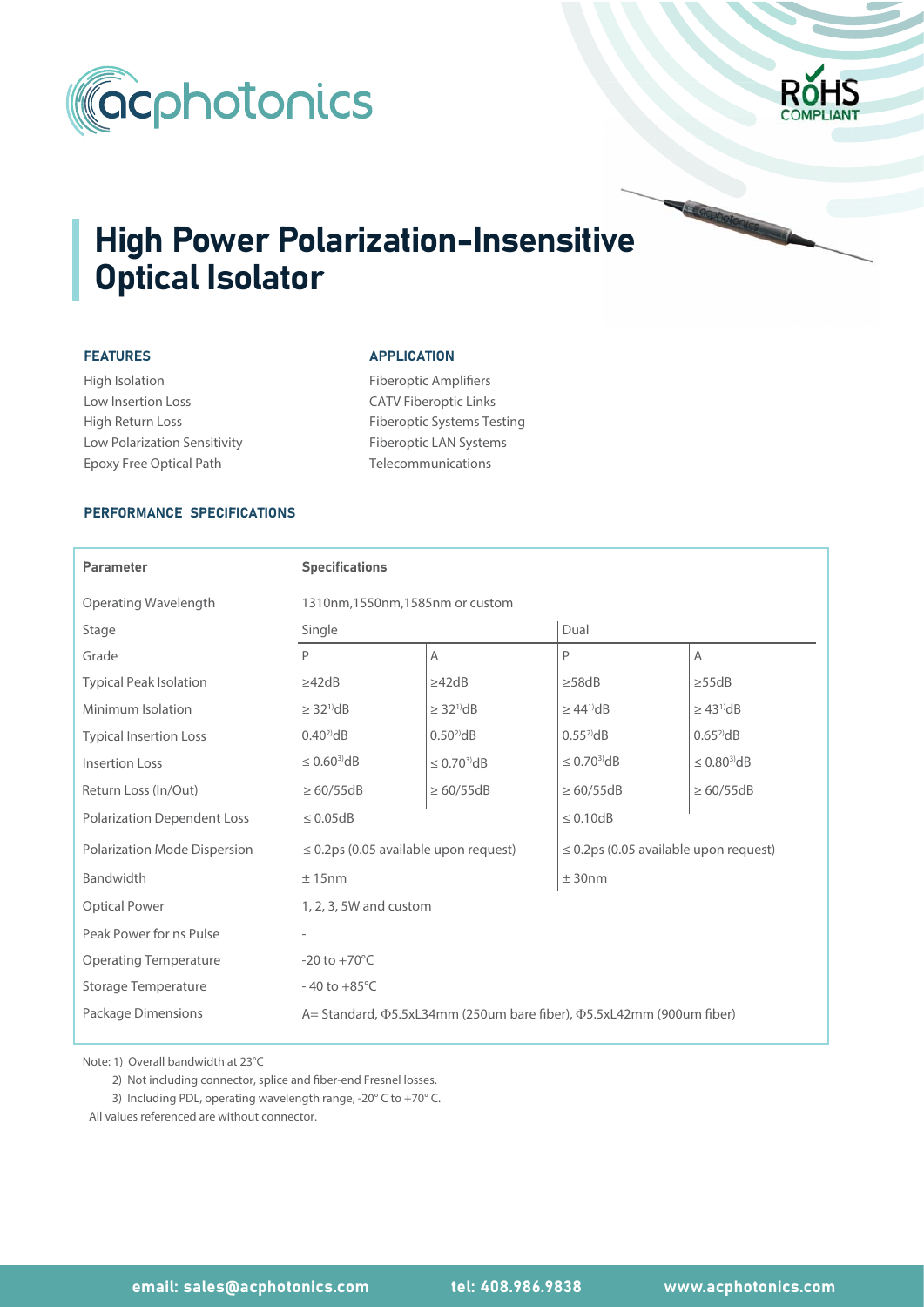# High Power Polarization-Insensitive Optical Isolator

### FEATURES

- High Isolation
- Low Insertion Loss
- High Return Loss
- Low Polarization Sensitivity
- Epoxy Free Optical Path

### APPLICATION

- Fiberoptic Amplifiers
- CATV Fiberoptic Links
- Fiberoptic Systems Testing
- Fiberoptic LAN Systems
- Telecommunications

### PERFORMANCE SPECIFICATIONS

| Parameter | Specifications | | | |
|---|---|---|---|---|
| Operating Wavelength | 1310nm,1550nm,1585nm or custom | | | |
| Stage | Single | | Dual | |
| Grade | P | A | P | A |
| Typical Peak Isolation | ≥42dB | ≥42dB | ≥58dB | ≥55dB |
| Minimum Isolation | ≥ 32[1]dB | ≥ 32[1]dB | ≥ 44[1]dB | ≥ 43[1]dB |
| Typical Insertion Loss | 0.40[2]dB | 0.50[2]dB | 0.55[2]dB | 0.65[2]dB |
| Insertion Loss | ≤ 0.60[3]dB | ≤ 0.70[3]dB | ≤ 0.70[3]dB | ≤ 0.80[3]dB |
| Return Loss (In/Out) | ≥ 60/55dB | ≥ 60/55dB | ≥ 60/55dB | ≥ 60/55dB |
| Polarization Dependent Loss | ≤ 0.05dB | | ≤ 0.10dB | |
| Polarization Mode Dispersion | ≤ 0.2ps (0.05 available upon request) | | ≤ 0.2ps (0.05 available upon request) | |
| Bandwidth | ± 15nm | | ± 30nm | |
| Optical Power | 1, 2, 3, 5W and custom | | | |
| Peak Power for ns Pulse | - | | | |
| Operating Temperature | -20 to +70°C | | | |
| Storage Temperature | - 40 to +85°C | | | |
| Package Dimensions | A= Standard, Φ5.5xL34mm (250um bare fiber), Φ5.5xL42mm (900um fiber) | | | |

Note: 1) Overall bandwidth at 23°C

2) Not including connector, splice and fiber-end Fresnel losses.

3) Including PDL, operating wavelength range, -20° C to +70° C.

All values referenced are without connector.

email: sales@acphotonics.com tel: 408.986.9838 www.acphotonics.com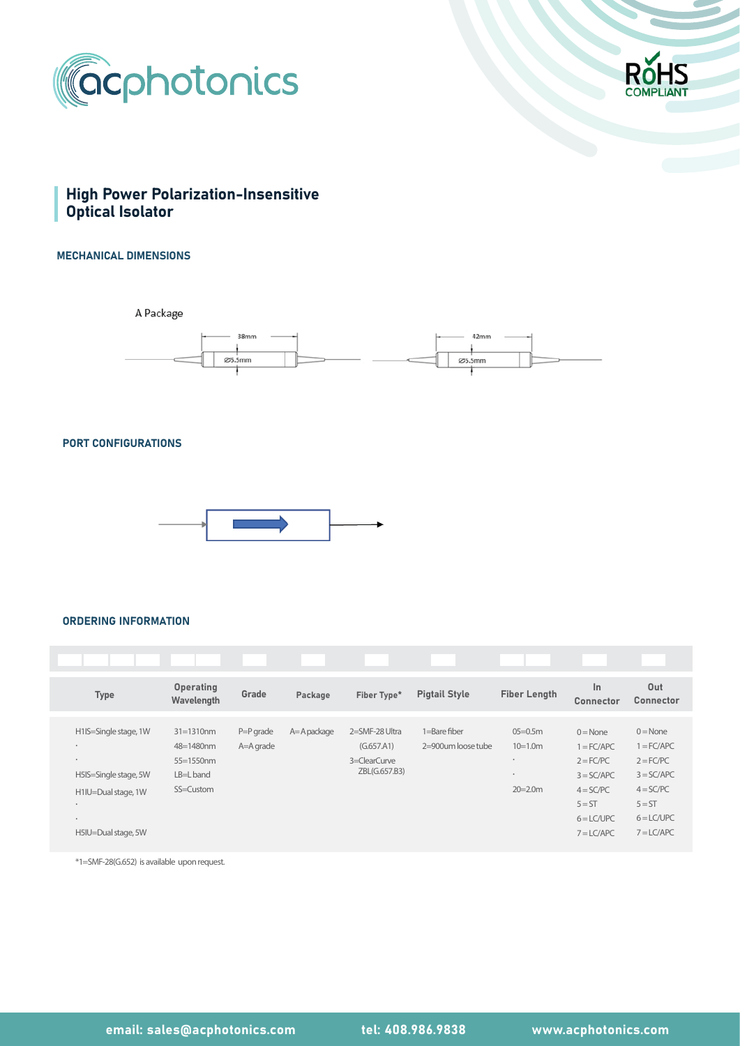# High Power Polarization-Insensitive Optical Isolator

## MECHANICAL DIMENSIONS

A Package

38mm
Ø5.5mm

42mm
Ø5.5mm

## PORT CONFIGURATIONS

## ORDERING INFORMATION

| Type | Operating Wavelength | Grade | Package | Fiber Type* | Pigtail Style | Fiber Length | In Connector | Out Connector |
|---|---|---|---|---|---|---|---|---|
| H1IS=Single stage, 1W<br>·<br>·<br>H5IS=Single stage, 5W<br>H1IU=Dual stage, 1W<br>·<br>·<br>H5IU=Dual stage, 5W | 31=1310nm<br>48=1480nm<br>55=1550nm<br>LB=L band<br>SS=Custom | P=P grade<br>A=A grade | A=A package | 2=SMF-28 Ultra (G.657.A1)<br>3=ClearCurve ZBL(G.657.B3) | 1=Bare fiber<br>2=900um loose tube | 05=0.5m<br>10=1.0m<br>·<br>·<br>20=2.0m | 0=None<br>1=FC/APC<br>2=FC/PC<br>3=SC/APC<br>4=SC/PC<br>5=ST<br>6=LC/UPC<br>7=LC/APC | 0=None<br>1=FC/APC<br>2=FC/PC<br>3=SC/APC<br>4=SC/PC<br>5=ST<br>6=LC/UPC<br>7=LC/APC |

*1=SMF-28(G.652) is available upon request.

email: sales@acphotonics.com tel: 408.986.9838 www.acphotonics.com